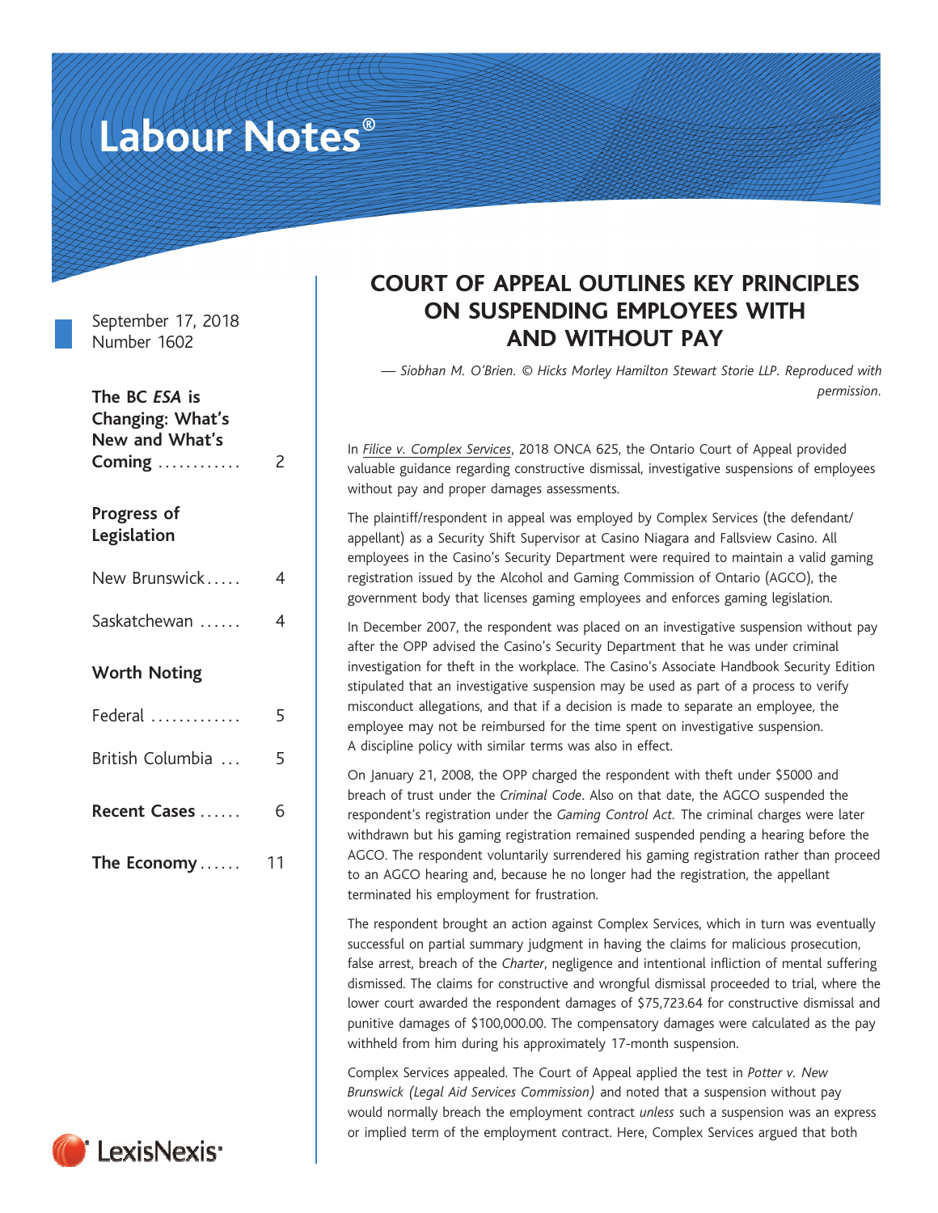# Labour Notes®

September 17, 2018
Number 1602

**The BC *ESA* is Changing: What's New and What's Coming** ............ 2

**Progress of Legislation**

New Brunswick..... 4

Saskatchewan ...... 4

**Worth Noting**

Federal ............. 5

British Columbia ... 5

**Recent Cases** ...... 6

**The Economy**...... 11

## COURT OF APPEAL OUTLINES KEY PRINCIPLES ON SUSPENDING EMPLOYEES WITH AND WITHOUT PAY

*— Siobhan M. O'Brien. © Hicks Morley Hamilton Stewart Storie LLP. Reproduced with permission.*

In *Filice v. Complex Services*, 2018 ONCA 625, the Ontario Court of Appeal provided valuable guidance regarding constructive dismissal, investigative suspensions of employees without pay and proper damages assessments.

The plaintiff/respondent in appeal was employed by Complex Services (the defendant/appellant) as a Security Shift Supervisor at Casino Niagara and Fallsview Casino. All employees in the Casino's Security Department were required to maintain a valid gaming registration issued by the Alcohol and Gaming Commission of Ontario (AGCO), the government body that licenses gaming employees and enforces gaming legislation.

In December 2007, the respondent was placed on an investigative suspension without pay after the OPP advised the Casino's Security Department that he was under criminal investigation for theft in the workplace. The Casino's Associate Handbook Security Edition stipulated that an investigative suspension may be used as part of a process to verify misconduct allegations, and that if a decision is made to separate an employee, the employee may not be reimbursed for the time spent on investigative suspension. A discipline policy with similar terms was also in effect.

On January 21, 2008, the OPP charged the respondent with theft under $5000 and breach of trust under the *Criminal Code*. Also on that date, the AGCO suspended the respondent's registration under the *Gaming Control Act.* The criminal charges were later withdrawn but his gaming registration remained suspended pending a hearing before the AGCO. The respondent voluntarily surrendered his gaming registration rather than proceed to an AGCO hearing and, because he no longer had the registration, the appellant terminated his employment for frustration.

The respondent brought an action against Complex Services, which in turn was eventually successful on partial summary judgment in having the claims for malicious prosecution, false arrest, breach of the *Charter*, negligence and intentional infliction of mental suffering dismissed. The claims for constructive and wrongful dismissal proceeded to trial, where the lower court awarded the respondent damages of $75,723.64 for constructive dismissal and punitive damages of $100,000.00. The compensatory damages were calculated as the pay withheld from him during his approximately 17-month suspension.

Complex Services appealed. The Court of Appeal applied the test in *Potter v. New Brunswick (Legal Aid Services Commission)* and noted that a suspension without pay would normally breach the employment contract *unless* such a suspension was an express or implied term of the employment contract. Here, Complex Services argued that both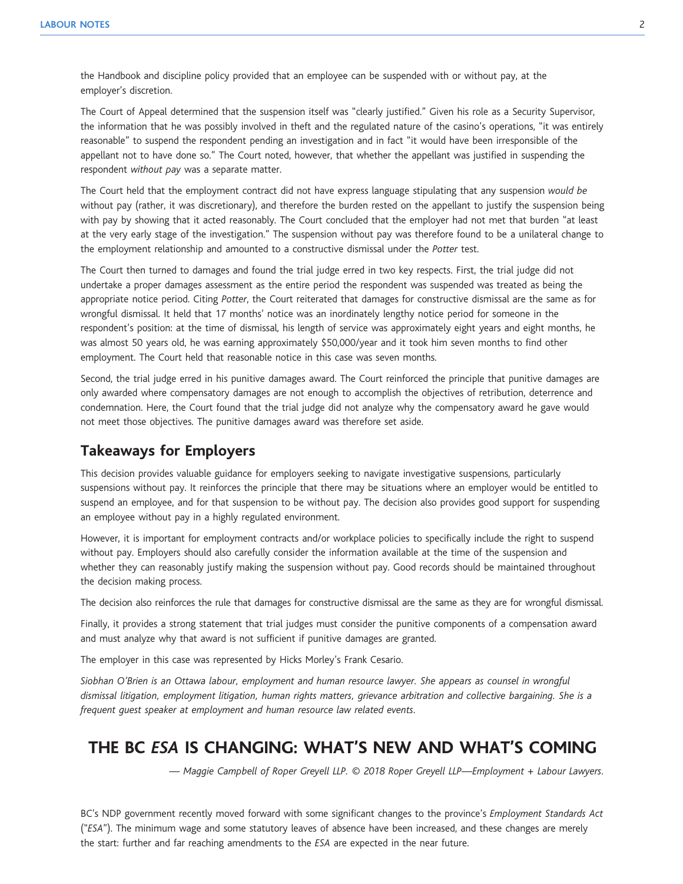the Handbook and discipline policy provided that an employee can be suspended with or without pay, at the employer's discretion.

The Court of Appeal determined that the suspension itself was "clearly justified." Given his role as a Security Supervisor, the information that he was possibly involved in theft and the regulated nature of the casino's operations, "it was entirely reasonable" to suspend the respondent pending an investigation and in fact "it would have been irresponsible of the appellant not to have done so." The Court noted, however, that whether the appellant was justified in suspending the respondent *without pay* was a separate matter.

The Court held that the employment contract did not have express language stipulating that any suspension *would be* without pay (rather, it was discretionary), and therefore the burden rested on the appellant to justify the suspension being with pay by showing that it acted reasonably. The Court concluded that the employer had not met that burden "at least at the very early stage of the investigation." The suspension without pay was therefore found to be a unilateral change to the employment relationship and amounted to a constructive dismissal under the *Potter* test.

The Court then turned to damages and found the trial judge erred in two key respects. First, the trial judge did not undertake a proper damages assessment as the entire period the respondent was suspended was treated as being the appropriate notice period. Citing *Potter*, the Court reiterated that damages for constructive dismissal are the same as for wrongful dismissal. It held that 17 months' notice was an inordinately lengthy notice period for someone in the respondent's position: at the time of dismissal, his length of service was approximately eight years and eight months, he was almost 50 years old, he was earning approximately $50,000/year and it took him seven months to find other employment. The Court held that reasonable notice in this case was seven months.

Second, the trial judge erred in his punitive damages award. The Court reinforced the principle that punitive damages are only awarded where compensatory damages are not enough to accomplish the objectives of retribution, deterrence and condemnation. Here, the Court found that the trial judge did not analyze why the compensatory award he gave would not meet those objectives. The punitive damages award was therefore set aside.

## Takeaways for Employers

This decision provides valuable guidance for employers seeking to navigate investigative suspensions, particularly suspensions without pay. It reinforces the principle that there may be situations where an employer would be entitled to suspend an employee, and for that suspension to be without pay. The decision also provides good support for suspending an employee without pay in a highly regulated environment.

However, it is important for employment contracts and/or workplace policies to specifically include the right to suspend without pay. Employers should also carefully consider the information available at the time of the suspension and whether they can reasonably justify making the suspension without pay. Good records should be maintained throughout the decision making process.

The decision also reinforces the rule that damages for constructive dismissal are the same as they are for wrongful dismissal.

Finally, it provides a strong statement that trial judges must consider the punitive components of a compensation award and must analyze why that award is not sufficient if punitive damages are granted.

The employer in this case was represented by Hicks Morley's Frank Cesario.

*Siobhan O'Brien is an Ottawa labour, employment and human resource lawyer. She appears as counsel in wrongful dismissal litigation, employment litigation, human rights matters, grievance arbitration and collective bargaining. She is a frequent guest speaker at employment and human resource law related events.*

# THE BC *ESA* IS CHANGING: WHAT'S NEW AND WHAT'S COMING

*— Maggie Campbell of Roper Greyell LLP. © 2018 Roper Greyell LLP—Employment + Labour Lawyers.*

BC's NDP government recently moved forward with some significant changes to the province's *Employment Standards Act* ("*ESA*"). The minimum wage and some statutory leaves of absence have been increased, and these changes are merely the start: further and far reaching amendments to the *ESA* are expected in the near future.